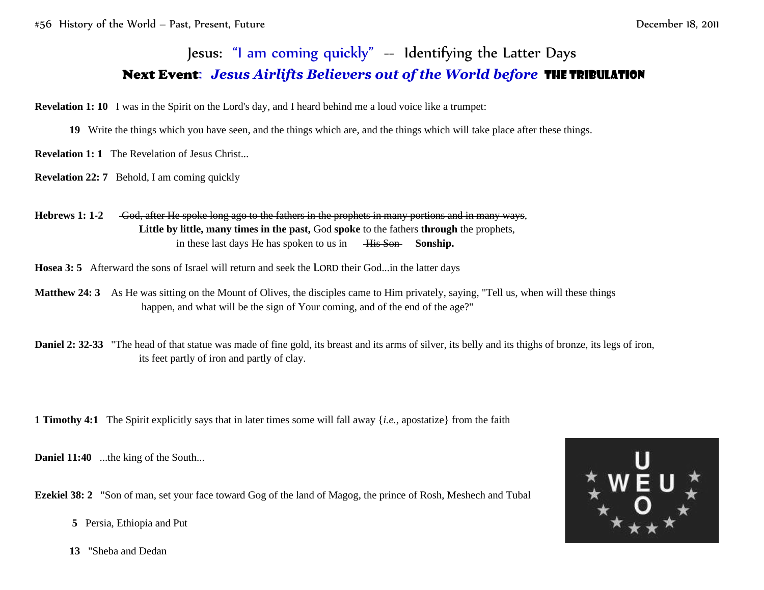# Jesus: "I am coming quickly" -- Identifying the Latter Days

## Next Event: *Jesus Airlifts Believers out of the World before* THE TRIBULATION

**Revelation 1: 10** I was in the Spirit on the Lord's day, and I heard behind me a loud voice like a trumpet:

**19** Write the things which you have seen, and the things which are, and the things which will take place after these things.

**Revelation 1: 1** The Revelation of Jesus Christ...

**Revelation 22: 7** Behold, I am coming quickly

**Hebrews 1: 1-2** ~~God, after He spoke long ago to the fathers in the prophets in many portions and in many ways,~~
**Little by little, many times in the past,** God **spoke** to the fathers **through** the prophets,
in these last days He has spoken to us in ~~His Son~~ **Sonship.**

**Hosea 3: 5** Afterward the sons of Israel will return and seek the LORD their God...in the latter days

**Matthew 24: 3** As He was sitting on the Mount of Olives, the disciples came to Him privately, saying, "Tell us, when will these things happen, and what will be the sign of Your coming, and of the end of the age?"

**Daniel 2: 32-33** "The head of that statue was made of fine gold, its breast and its arms of silver, its belly and its thighs of bronze, its legs of iron, its feet partly of iron and partly of clay.

**1 Timothy 4:1** The Spirit explicitly says that in later times some will fall away {*i.e.*, apostatize} from the faith

**Daniel 11:40** ...the king of the South...

**Ezekiel 38: 2** "Son of man, set your face toward Gog of the land of Magog, the prince of Rosh, Meshech and Tubal

**5** Persia, Ethiopia and Put

**13** "Sheba and Dedan

U
WEU
O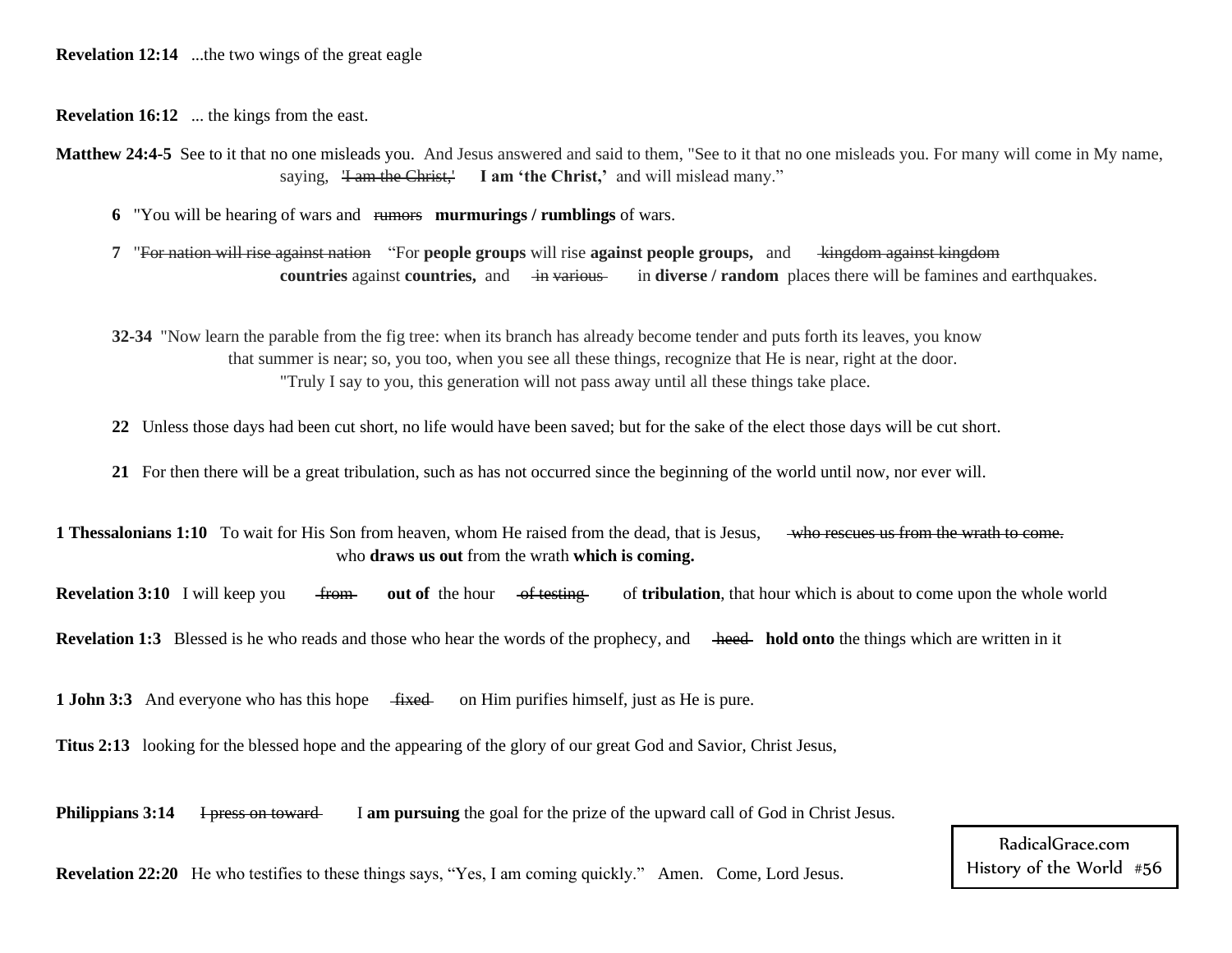**Revelation 12:14** ...the two wings of the great eagle

**Revelation 16:12** ... the kings from the east.

**Matthew 24:4-5** See to it that no one misleads you. And Jesus answered and said to them, "See to it that no one misleads you. For many will come in My name, saying, ~~'I am the Christ,'~~ **I am 'the Christ,'** and will mislead many."

**6** "You will be hearing of wars and ~~rumors~~ **murmurings / rumblings** of wars.

**7** "~~For nation will rise against nation~~ "For **people groups** will rise **against people groups,** and ~~kingdom against kingdom~~ **countries** against **countries,** and ~~in various~~ in **diverse / random** places there will be famines and earthquakes.

**32-34** "Now learn the parable from the fig tree: when its branch has already become tender and puts forth its leaves, you know that summer is near; so, you too, when you see all these things, recognize that He is near, right at the door. "Truly I say to you, this generation will not pass away until all these things take place.

**22** Unless those days had been cut short, no life would have been saved; but for the sake of the elect those days will be cut short.

**21** For then there will be a great tribulation, such as has not occurred since the beginning of the world until now, nor ever will.

**1 Thessalonians 1:10** To wait for His Son from heaven, whom He raised from the dead, that is Jesus, ~~who rescues us from the wrath to come.~~ who **draws us out** from the wrath **which is coming.**

**Revelation 3:10** I will keep you ~~from~~ **out of** the hour ~~of testing~~ of **tribulation**, that hour which is about to come upon the whole world

**Revelation 1:3** Blessed is he who reads and those who hear the words of the prophecy, and ~~heed~~ **hold onto** the things which are written in it

**1 John 3:3** And everyone who has this hope ~~fixed~~ on Him purifies himself, just as He is pure.

**Titus 2:13** looking for the blessed hope and the appearing of the glory of our great God and Savior, Christ Jesus,

**Philippians 3:14** ~~I press on toward~~ I **am pursuing** the goal for the prize of the upward call of God in Christ Jesus.

**Revelation 22:20** He who testifies to these things says, "Yes, I am coming quickly." Amen. Come, Lord Jesus.

RadicalGrace.com
History of the World #56